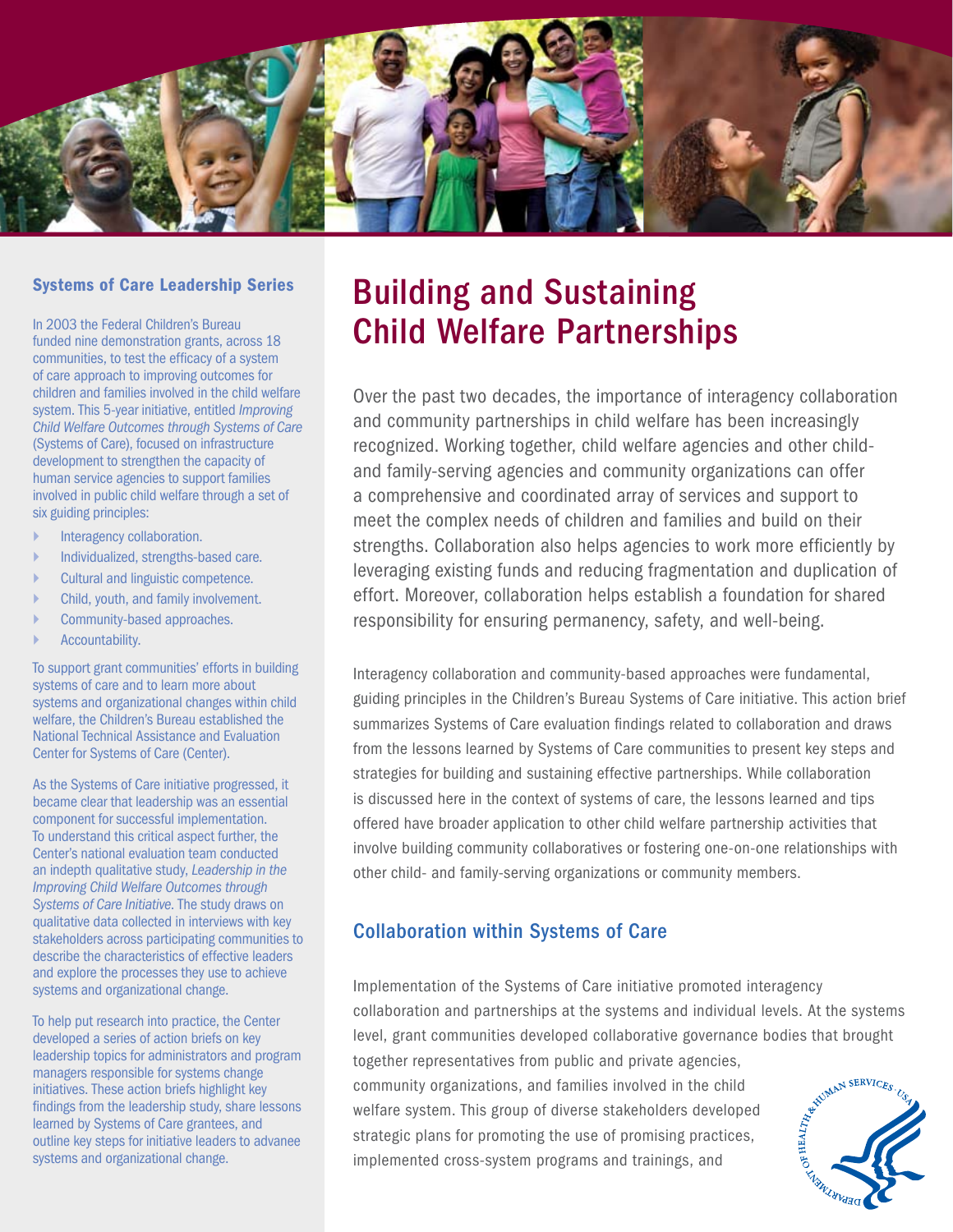# Building and Sustaining Child Welfare Partnerships

Over the past two decades, the importance of interagency collaboration and community partnerships in child welfare has been increasingly recognized. Working together, child welfare agencies and other child- and family-serving agencies and community organizations can offer a comprehensive and coordinated array of services and support to meet the complex needs of children and families and build on their strengths. Collaboration also helps agencies to work more efficiently by leveraging existing funds and reducing fragmentation and duplication of effort. Moreover, collaboration helps establish a foundation for shared responsibility for ensuring permanency, safety, and well-being.

Interagency collaboration and community-based approaches were fundamental, guiding principles in the Children's Bureau Systems of Care initiative. This action brief summarizes Systems of Care evaluation findings related to collaboration and draws from the lessons learned by Systems of Care communities to present key steps and strategies for building and sustaining effective partnerships. While collaboration is discussed here in the context of systems of care, the lessons learned and tips offered have broader application to other child welfare partnership activities that involve building community collaboratives or fostering one-on-one relationships with other child- and family-serving organizations or community members.

## Collaboration within Systems of Care

Implementation of the Systems of Care initiative promoted interagency collaboration and partnerships at the systems and individual levels. At the systems level, grant communities developed collaborative governance bodies that brought together representatives from public and private agencies, community organizations, and families involved in the child welfare system. This group of diverse stakeholders developed strategic plans for promoting the use of promising practices, implemented cross-system programs and trainings, and

### Systems of Care Leadership Series

In 2003 the Federal Children's Bureau funded nine demonstration grants, across 18 communities, to test the efficacy of a system of care approach to improving outcomes for children and families involved in the child welfare system. This 5-year initiative, entitled *Improving Child Welfare Outcomes through Systems of Care* (Systems of Care), focused on infrastructure development to strengthen the capacity of human service agencies to support families involved in public child welfare through a set of six guiding principles:

- Interagency collaboration.
- Individualized, strengths-based care.
- Cultural and linguistic competence.
- Child, youth, and family involvement.
- Community-based approaches.
- Accountability.

To support grant communities' efforts in building systems of care and to learn more about systems and organizational changes within child welfare, the Children's Bureau established the National Technical Assistance and Evaluation Center for Systems of Care (Center).

As the Systems of Care initiative progressed, it became clear that leadership was an essential component for successful implementation. To understand this critical aspect further, the Center's national evaluation team conducted an indepth qualitative study, *Leadership in the Improving Child Welfare Outcomes through Systems of Care Initiative*. The study draws on qualitative data collected in interviews with key stakeholders across participating communities to describe the characteristics of effective leaders and explore the processes they use to achieve systems and organizational change.

To help put research into practice, the Center developed a series of action briefs on key leadership topics for administrators and program managers responsible for systems change initiatives. These action briefs highlight key findings from the leadership study, share lessons learned by Systems of Care grantees, and outline key steps for initiative leaders to advanee systems and organizational change.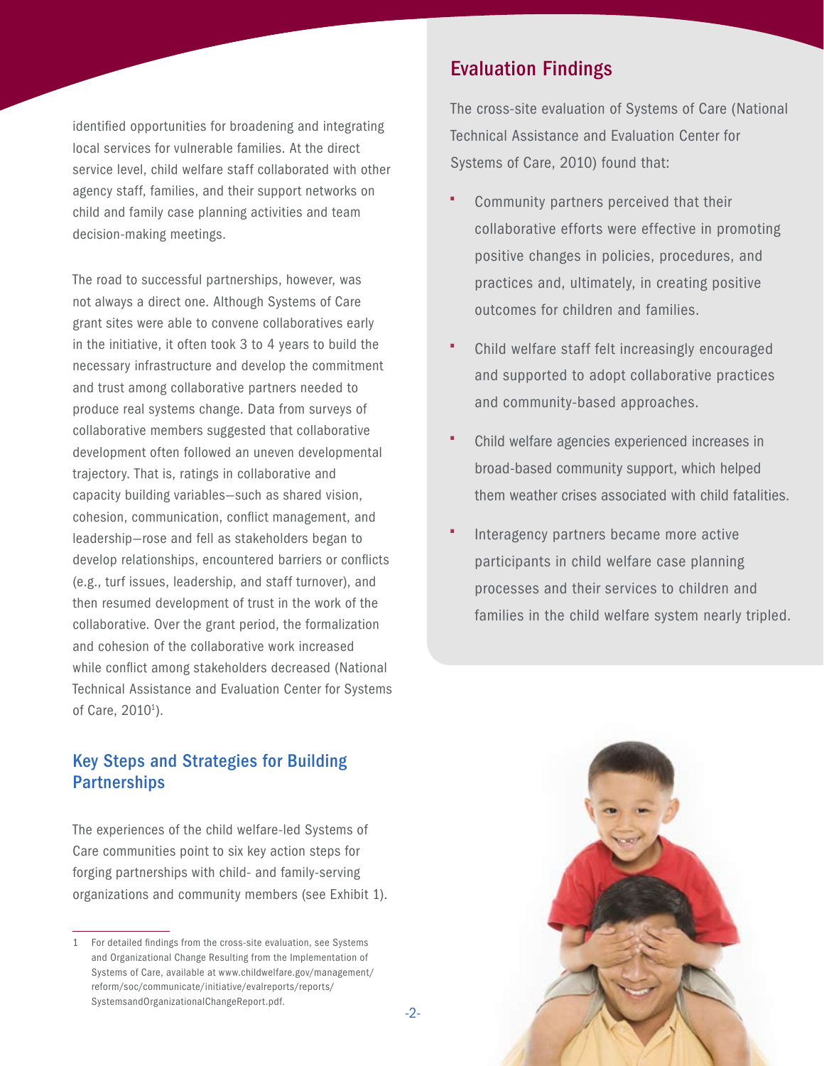identified opportunities for broadening and integrating local services for vulnerable families. At the direct service level, child welfare staff collaborated with other agency staff, families, and their support networks on child and family case planning activities and team decision-making meetings.

The road to successful partnerships, however, was not always a direct one. Although Systems of Care grant sites were able to convene collaboratives early in the initiative, it often took 3 to 4 years to build the necessary infrastructure and develop the commitment and trust among collaborative partners needed to produce real systems change. Data from surveys of collaborative members suggested that collaborative development often followed an uneven developmental trajectory. That is, ratings in collaborative and capacity building variables—such as shared vision, cohesion, communication, conflict management, and leadership—rose and fell as stakeholders began to develop relationships, encountered barriers or conflicts (e.g., turf issues, leadership, and staff turnover), and then resumed development of trust in the work of the collaborative. Over the grant period, the formalization and cohesion of the collaborative work increased while conflict among stakeholders decreased (National Technical Assistance and Evaluation Center for Systems of Care, 2010[1]).

## Key Steps and Strategies for Building Partnerships

The experiences of the child welfare-led Systems of Care communities point to six key action steps for forging partnerships with child- and family-serving organizations and community members (see Exhibit 1).

1 For detailed findings from the cross-site evaluation, see Systems and Organizational Change Resulting from the Implementation of Systems of Care, available at www.childwelfare.gov/management/reform/soc/communicate/initiative/evalreports/reports/SystemsandOrganizationalChangeReport.pdf.

## Evaluation Findings

The cross-site evaluation of Systems of Care (National Technical Assistance and Evaluation Center for Systems of Care, 2010) found that:

- Community partners perceived that their collaborative efforts were effective in promoting positive changes in policies, procedures, and practices and, ultimately, in creating positive outcomes for children and families.
- Child welfare staff felt increasingly encouraged and supported to adopt collaborative practices and community-based approaches.
- Child welfare agencies experienced increases in broad-based community support, which helped them weather crises associated with child fatalities.
- Interagency partners became more active participants in child welfare case planning processes and their services to children and families in the child welfare system nearly tripled.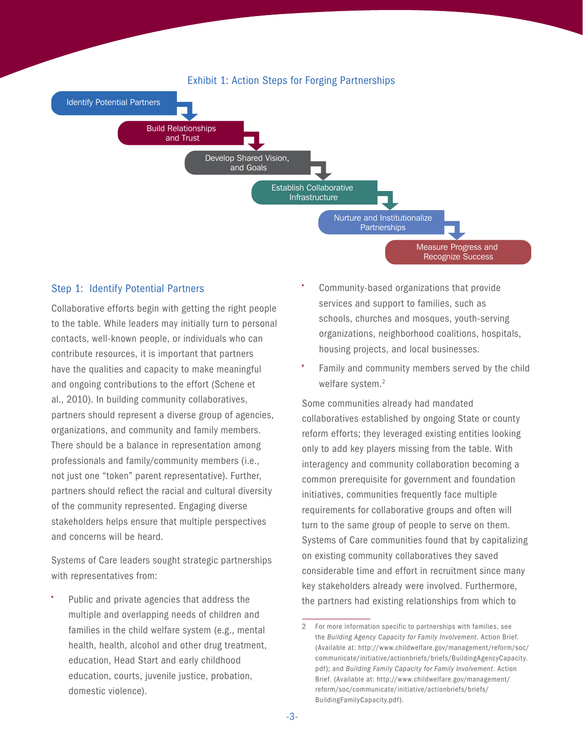Exhibit 1: Action Steps for Forging Partnerships

- Identify Potential Partners
- Build Relationships and Trust
- Develop Shared Vision, and Goals
- Establish Collaborative Infrastructure
- Nurture and Institutionalize Partnerships
- Measure Progress and Recognize Success

## Step 1: Identify Potential Partners

Collaborative efforts begin with getting the right people to the table. While leaders may initially turn to personal contacts, well-known people, or individuals who can contribute resources, it is important that partners have the qualities and capacity to make meaningful and ongoing contributions to the effort (Schene et al., 2010). In building community collaboratives, partners should represent a diverse group of agencies, organizations, and community and family members. There should be a balance in representation among professionals and family/community members (i.e., not just one "token" parent representative). Further, partners should reflect the racial and cultural diversity of the community represented. Engaging diverse stakeholders helps ensure that multiple perspectives and concerns will be heard.

Systems of Care leaders sought strategic partnerships with representatives from:

- Public and private agencies that address the multiple and overlapping needs of children and families in the child welfare system (e.g., mental health, health, alcohol and other drug treatment, education, Head Start and early childhood education, courts, juvenile justice, probation, domestic violence).
- Community-based organizations that provide services and support to families, such as schools, churches and mosques, youth-serving organizations, neighborhood coalitions, hospitals, housing projects, and local businesses.
- Family and community members served by the child welfare system.[2]

Some communities already had mandated collaboratives established by ongoing State or county reform efforts; they leveraged existing entities looking only to add key players missing from the table. With interagency and community collaboration becoming a common prerequisite for government and foundation initiatives, communities frequently face multiple requirements for collaborative groups and often will turn to the same group of people to serve on them. Systems of Care communities found that by capitalizing on existing community collaboratives they saved considerable time and effort in recruitment since many key stakeholders already were involved. Furthermore, the partners had existing relationships from which to

---

2 For more information specific to partnerships with families, see the *Building Agency Capacity for Family Involvement*. Action Brief. (Available at: http://www.childwelfare.gov/management/reform/soc/communicate/initiative/actionbriefs/briefs/BuildingAgencyCapacity.pdf); and *Building Family Capacity for Family Involvement*. Action Brief. (Available at: http://www.childwelfare.gov/management/reform/soc/communicate/initiative/actionbriefs/briefs/BuildingFamilyCapacity.pdf).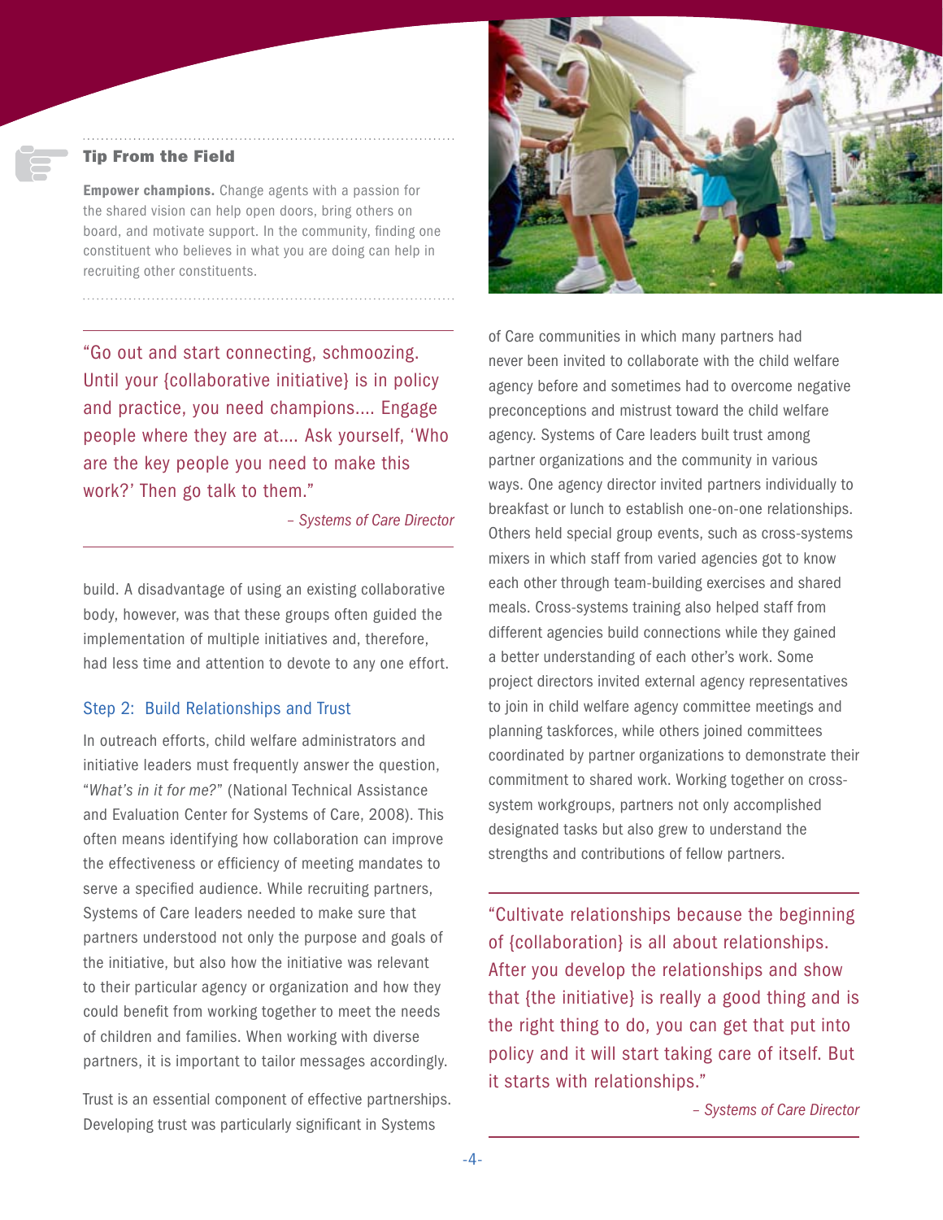### Tip From the Field

**Empower champions.** Change agents with a passion for the shared vision can help open doors, bring others on board, and motivate support. In the community, finding one constituent who believes in what you are doing can help in recruiting other constituents.

> "Go out and start connecting, schmoozing. Until your {collaborative initiative} is in policy and practice, you need champions.... Engage people where they are at.... Ask yourself, 'Who are the key people you need to make this work?' Then go talk to them."
>
> *– Systems of Care Director*

build. A disadvantage of using an existing collaborative body, however, was that these groups often guided the implementation of multiple initiatives and, therefore, had less time and attention to devote to any one effort.

## Step 2: Build Relationships and Trust

In outreach efforts, child welfare administrators and initiative leaders must frequently answer the question, "*What's in it for me?*" (National Technical Assistance and Evaluation Center for Systems of Care, 2008). This often means identifying how collaboration can improve the effectiveness or efficiency of meeting mandates to serve a specified audience. While recruiting partners, Systems of Care leaders needed to make sure that partners understood not only the purpose and goals of the initiative, but also how the initiative was relevant to their particular agency or organization and how they could benefit from working together to meet the needs of children and families. When working with diverse partners, it is important to tailor messages accordingly.

Trust is an essential component of effective partnerships. Developing trust was particularly significant in Systems of Care communities in which many partners had never been invited to collaborate with the child welfare agency before and sometimes had to overcome negative preconceptions and mistrust toward the child welfare agency. Systems of Care leaders built trust among partner organizations and the community in various ways. One agency director invited partners individually to breakfast or lunch to establish one-on-one relationships. Others held special group events, such as cross-systems mixers in which staff from varied agencies got to know each other through team-building exercises and shared meals. Cross-systems training also helped staff from different agencies build connections while they gained a better understanding of each other's work. Some project directors invited external agency representatives to join in child welfare agency committee meetings and planning taskforces, while others joined committees coordinated by partner organizations to demonstrate their commitment to shared work. Working together on cross-system workgroups, partners not only accomplished designated tasks but also grew to understand the strengths and contributions of fellow partners.

> "Cultivate relationships because the beginning of {collaboration} is all about relationships. After you develop the relationships and show that {the initiative} is really a good thing and is the right thing to do, you can get that put into policy and it will start taking care of itself. But it starts with relationships."
>
> *– Systems of Care Director*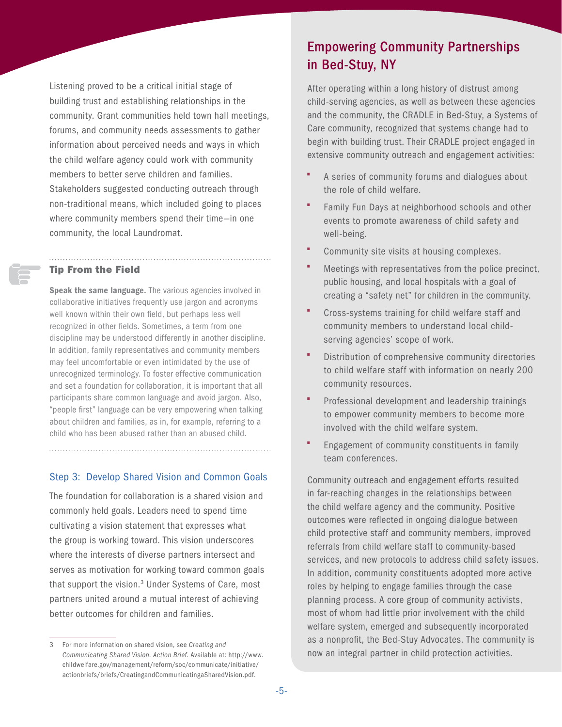Listening proved to be a critical initial stage of building trust and establishing relationships in the community. Grant communities held town hall meetings, forums, and community needs assessments to gather information about perceived needs and ways in which the child welfare agency could work with community members to better serve children and families. Stakeholders suggested conducting outreach through non-traditional means, which included going to places where community members spend their time—in one community, the local Laundromat.

### Tip From the Field

**Speak the same language.** The various agencies involved in collaborative initiatives frequently use jargon and acronyms well known within their own field, but perhaps less well recognized in other fields. Sometimes, a term from one discipline may be understood differently in another discipline. In addition, family representatives and community members may feel uncomfortable or even intimidated by the use of unrecognized terminology. To foster effective communication and set a foundation for collaboration, it is important that all participants share common language and avoid jargon. Also, "people first" language can be very empowering when talking about children and families, as in, for example, referring to a child who has been abused rather than an abused child.

### Step 3: Develop Shared Vision and Common Goals

The foundation for collaboration is a shared vision and commonly held goals. Leaders need to spend time cultivating a vision statement that expresses what the group is working toward. This vision underscores where the interests of diverse partners intersect and serves as motivation for working toward common goals that support the vision.[3] Under Systems of Care, most partners united around a mutual interest of achieving better outcomes for children and families.

[3] For more information on shared vision, see *Creating and Communicating Shared Vision. Action Brief.* Available at: http://www.childwelfare.gov/management/reform/soc/communicate/initiative/actionbriefs/briefs/CreatingandCommunicatingaSharedVision.pdf.

## Empowering Community Partnerships in Bed-Stuy, NY

After operating within a long history of distrust among child-serving agencies, as well as between these agencies and the community, the CRADLE in Bed-Stuy, a Systems of Care community, recognized that systems change had to begin with building trust. Their CRADLE project engaged in extensive community outreach and engagement activities:

- A series of community forums and dialogues about the role of child welfare.
- Family Fun Days at neighborhood schools and other events to promote awareness of child safety and well-being.
- Community site visits at housing complexes.
- Meetings with representatives from the police precinct, public housing, and local hospitals with a goal of creating a "safety net" for children in the community.
- Cross-systems training for child welfare staff and community members to understand local child-serving agencies' scope of work.
- Distribution of comprehensive community directories to child welfare staff with information on nearly 200 community resources.
- Professional development and leadership trainings to empower community members to become more involved with the child welfare system.
- Engagement of community constituents in family team conferences.

Community outreach and engagement efforts resulted in far-reaching changes in the relationships between the child welfare agency and the community. Positive outcomes were reflected in ongoing dialogue between child protective staff and community members, improved referrals from child welfare staff to community-based services, and new protocols to address child safety issues. In addition, community constituents adopted more active roles by helping to engage families through the case planning process. A core group of community activists, most of whom had little prior involvement with the child welfare system, emerged and subsequently incorporated as a nonprofit, the Bed-Stuy Advocates. The community is now an integral partner in child protection activities.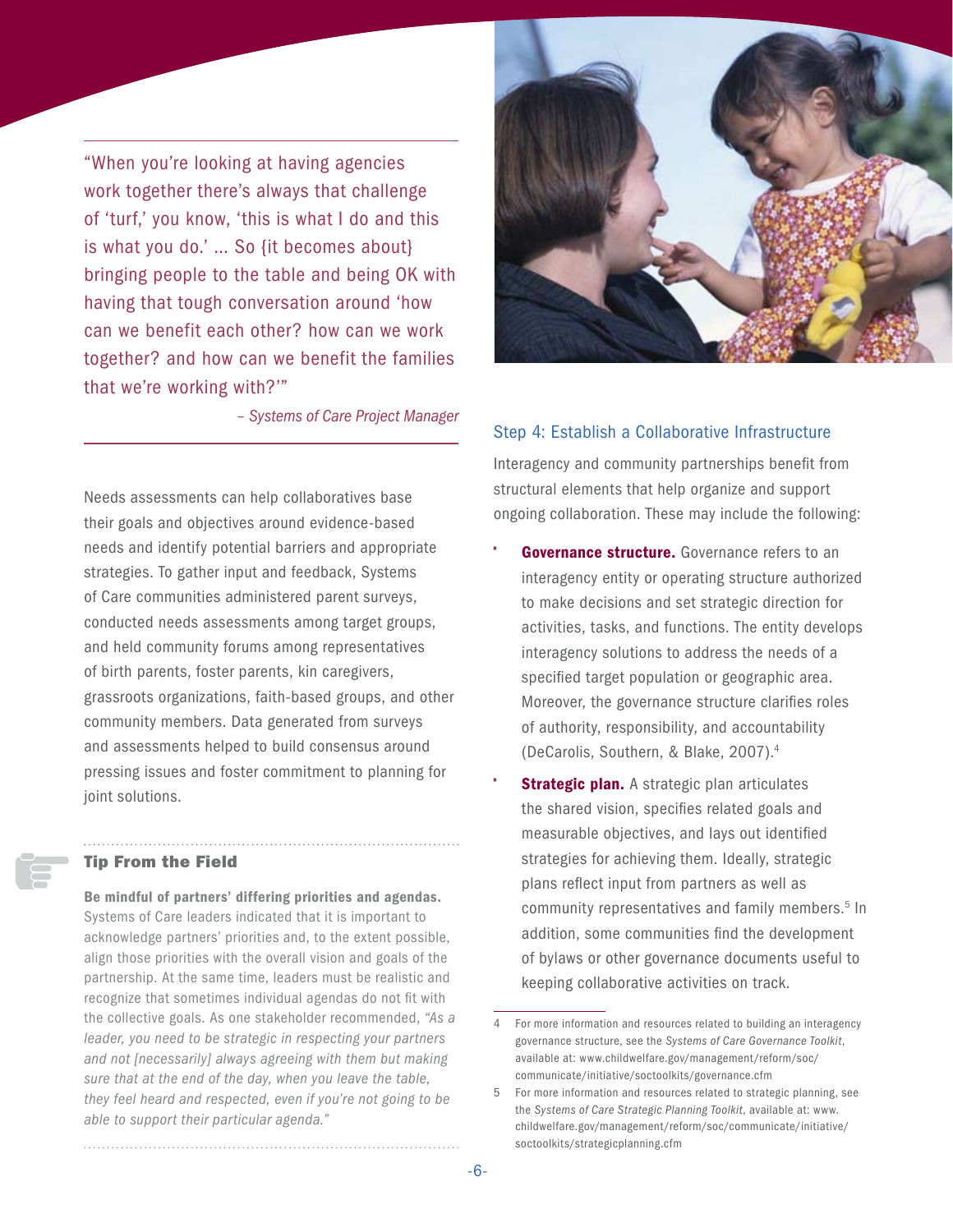> "When you're looking at having agencies work together there's always that challenge of 'turf,' you know, 'this is what I do and this is what you do.' ... So {it becomes about} bringing people to the table and being OK with having that tough conversation around 'how can we benefit each other? how can we work together? and how can we benefit the families that we're working with?'"
>
> – *Systems of Care Project Manager*

Needs assessments can help collaboratives base their goals and objectives around evidence-based needs and identify potential barriers and appropriate strategies. To gather input and feedback, Systems of Care communities administered parent surveys, conducted needs assessments among target groups, and held community forums among representatives of birth parents, foster parents, kin caregivers, grassroots organizations, faith-based groups, and other community members. Data generated from surveys and assessments helped to build consensus around pressing issues and foster commitment to planning for joint solutions.

### Tip From the Field

**Be mindful of partners' differing priorities and agendas.** Systems of Care leaders indicated that it is important to acknowledge partners' priorities and, to the extent possible, align those priorities with the overall vision and goals of the partnership. At the same time, leaders must be realistic and recognize that sometimes individual agendas do not fit with the collective goals. As one stakeholder recommended, *"As a leader, you need to be strategic in respecting your partners and not [necessarily] always agreeing with them but making sure that at the end of the day, when you leave the table, they feel heard and respected, even if you're not going to be able to support their particular agenda."*

## Step 4: Establish a Collaborative Infrastructure

Interagency and community partnerships benefit from structural elements that help organize and support ongoing collaboration. These may include the following:

- **Governance structure.** Governance refers to an interagency entity or operating structure authorized to make decisions and set strategic direction for activities, tasks, and functions. The entity develops interagency solutions to address the needs of a specified target population or geographic area. Moreover, the governance structure clarifies roles of authority, responsibility, and accountability (DeCarolis, Southern, & Blake, 2007).[4]
- **Strategic plan.** A strategic plan articulates the shared vision, specifies related goals and measurable objectives, and lays out identified strategies for achieving them. Ideally, strategic plans reflect input from partners as well as community representatives and family members.[5] In addition, some communities find the development of bylaws or other governance documents useful to keeping collaborative activities on track.

---

4 For more information and resources related to building an interagency governance structure, see the *Systems of Care Governance Toolkit*, available at: www.childwelfare.gov/management/reform/soc/communicate/initiative/soctoolkits/governance.cfm

5 For more information and resources related to strategic planning, see the *Systems of Care Strategic Planning Toolkit*, available at: www.childwelfare.gov/management/reform/soc/communicate/initiative/soctoolkits/strategicplanning.cfm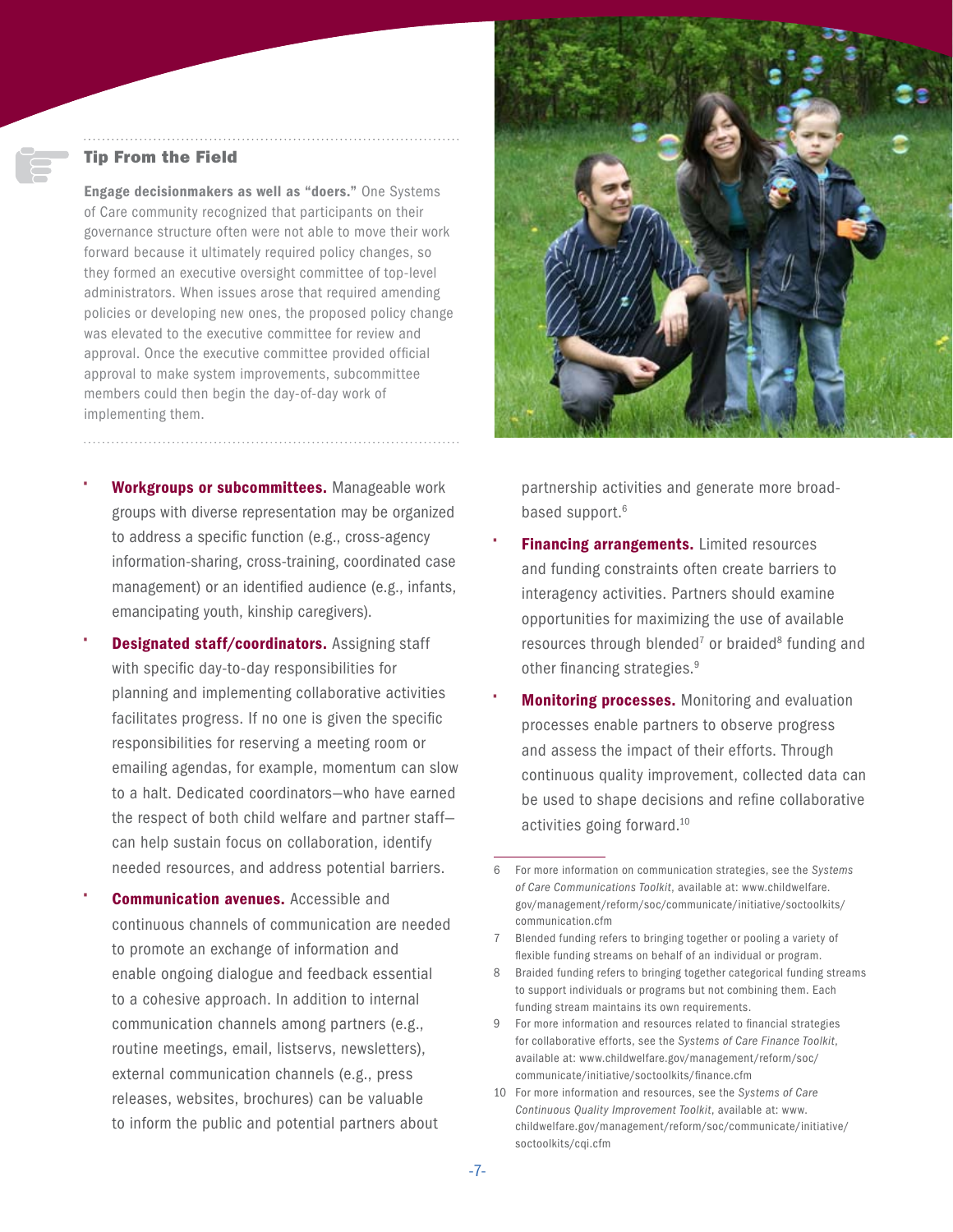### Tip From the Field

**Engage decisionmakers as well as "doers."** One Systems of Care community recognized that participants on their governance structure often were not able to move their work forward because it ultimately required policy changes, so they formed an executive oversight committee of top-level administrators. When issues arose that required amending policies or developing new ones, the proposed policy change was elevated to the executive committee for review and approval. Once the executive committee provided official approval to make system improvements, subcommittee members could then begin the day-of-day work of implementing them.

- **Workgroups or subcommittees.** Manageable work groups with diverse representation may be organized to address a specific function (e.g., cross-agency information-sharing, cross-training, coordinated case management) or an identified audience (e.g., infants, emancipating youth, kinship caregivers).
- **Designated staff/coordinators.** Assigning staff with specific day-to-day responsibilities for planning and implementing collaborative activities facilitates progress. If no one is given the specific responsibilities for reserving a meeting room or emailing agendas, for example, momentum can slow to a halt. Dedicated coordinators—who have earned the respect of both child welfare and partner staff—can help sustain focus on collaboration, identify needed resources, and address potential barriers.
- **Communication avenues.** Accessible and continuous channels of communication are needed to promote an exchange of information and enable ongoing dialogue and feedback essential to a cohesive approach. In addition to internal communication channels among partners (e.g., routine meetings, email, listservs, newsletters), external communication channels (e.g., press releases, websites, brochures) can be valuable to inform the public and potential partners about partnership activities and generate more broad-based support.[6]
- **Financing arrangements.** Limited resources and funding constraints often create barriers to interagency activities. Partners should examine opportunities for maximizing the use of available resources through blended[7] or braided[8] funding and other financing strategies.[9]
- **Monitoring processes.** Monitoring and evaluation processes enable partners to observe progress and assess the impact of their efforts. Through continuous quality improvement, collected data can be used to shape decisions and refine collaborative activities going forward.[10]

---

6 For more information on communication strategies, see the *Systems of Care Communications Toolkit*, available at: www.childwelfare.gov/management/reform/soc/communicate/initiative/soctoolkits/communication.cfm

7 Blended funding refers to bringing together or pooling a variety of flexible funding streams on behalf of an individual or program.

8 Braided funding refers to bringing together categorical funding streams to support individuals or programs but not combining them. Each funding stream maintains its own requirements.

9 For more information and resources related to financial strategies for collaborative efforts, see the *Systems of Care Finance Toolkit*, available at: www.childwelfare.gov/management/reform/soc/communicate/initiative/soctoolkits/finance.cfm

10 For more information and resources, see the *Systems of Care Continuous Quality Improvement Toolkit*, available at: www.childwelfare.gov/management/reform/soc/communicate/initiative/soctoolkits/cqi.cfm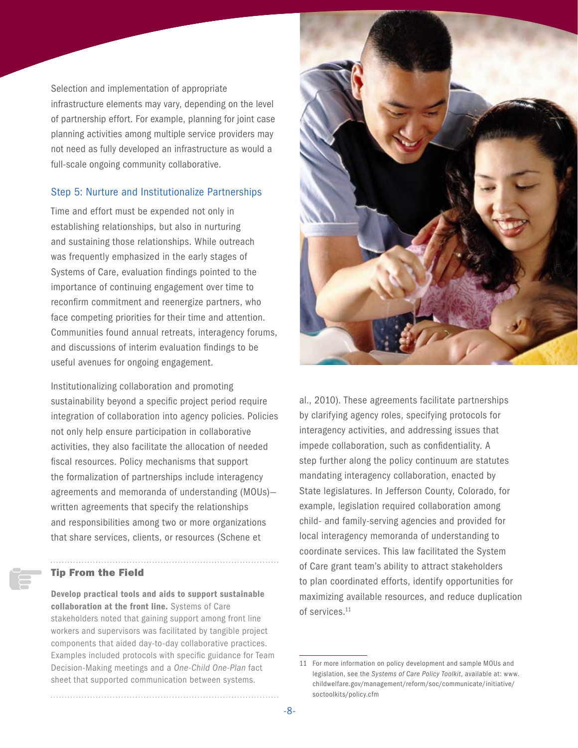Selection and implementation of appropriate infrastructure elements may vary, depending on the level of partnership effort. For example, planning for joint case planning activities among multiple service providers may not need as fully developed an infrastructure as would a full-scale ongoing community collaborative.

### Step 5: Nurture and Institutionalize Partnerships

Time and effort must be expended not only in establishing relationships, but also in nurturing and sustaining those relationships. While outreach was frequently emphasized in the early stages of Systems of Care, evaluation findings pointed to the importance of continuing engagement over time to reconfirm commitment and reenergize partners, who face competing priorities for their time and attention. Communities found annual retreats, interagency forums, and discussions of interim evaluation findings to be useful avenues for ongoing engagement.

Institutionalizing collaboration and promoting sustainability beyond a specific project period require integration of collaboration into agency policies. Policies not only help ensure participation in collaborative activities, they also facilitate the allocation of needed fiscal resources. Policy mechanisms that support the formalization of partnerships include interagency agreements and memoranda of understanding (MOUs)—written agreements that specify the relationships and responsibilities among two or more organizations that share services, clients, or resources (Schene et al., 2010). These agreements facilitate partnerships by clarifying agency roles, specifying protocols for interagency activities, and addressing issues that impede collaboration, such as confidentiality. A step further along the policy continuum are statutes mandating interagency collaboration, enacted by State legislatures. In Jefferson County, Colorado, for example, legislation required collaboration among child- and family-serving agencies and provided for local interagency memoranda of understanding to coordinate services. This law facilitated the System of Care grant team's ability to attract stakeholders to plan coordinated efforts, identify opportunities for maximizing available resources, and reduce duplication of services.[11]

#### Tip From the Field

**Develop practical tools and aids to support sustainable collaboration at the front line.** Systems of Care stakeholders noted that gaining support among front line workers and supervisors was facilitated by tangible project components that aided day-to-day collaborative practices. Examples included protocols with specific guidance for Team Decision-Making meetings and a *One-Child One-Plan* fact sheet that supported communication between systems.

---

11 For more information on policy development and sample MOUs and legislation, see the *Systems of Care Policy Toolkit*, available at: www.childwelfare.gov/management/reform/soc/communicate/initiative/soctoolkits/policy.cfm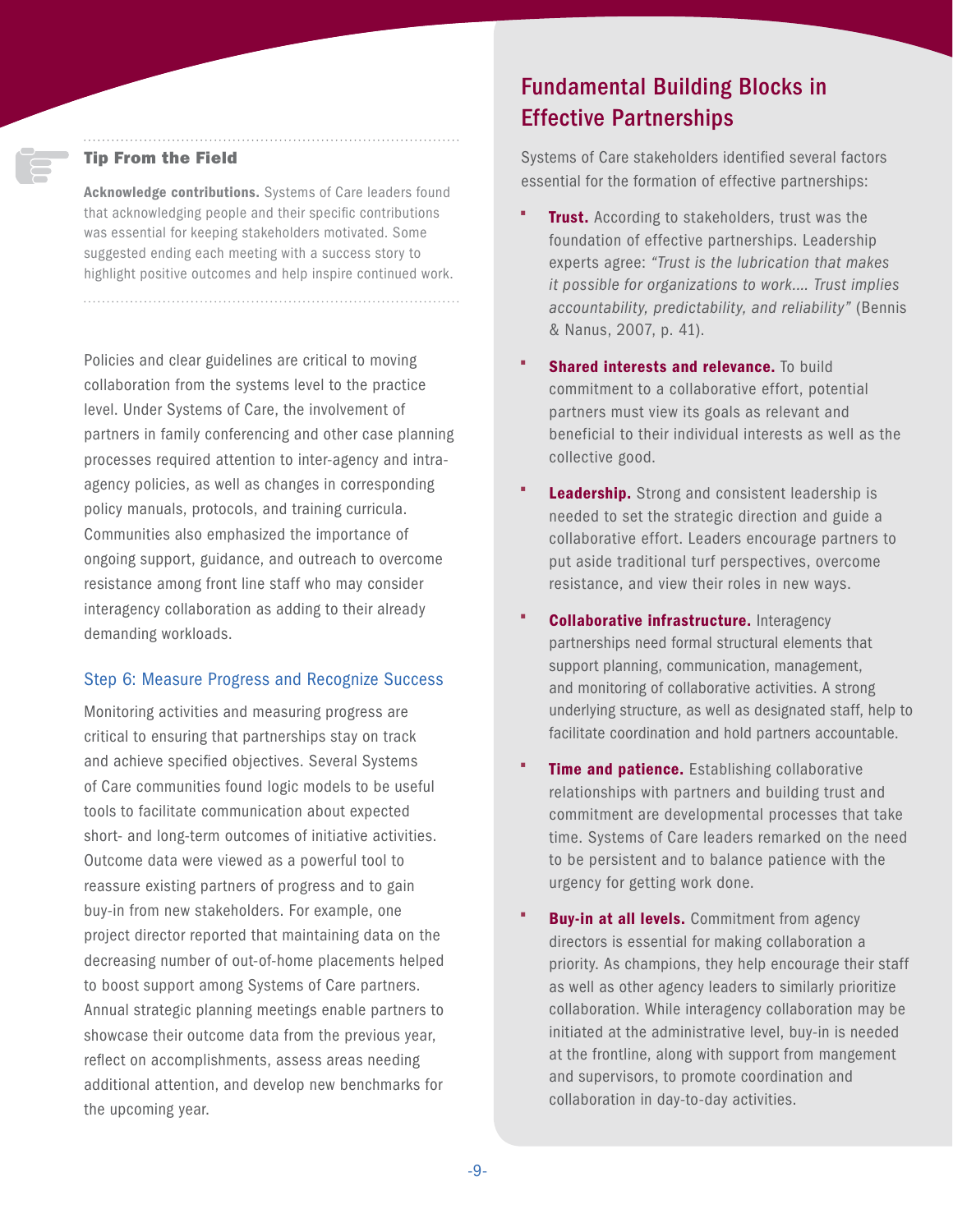### Tip From the Field

**Acknowledge contributions.** Systems of Care leaders found that acknowledging people and their specific contributions was essential for keeping stakeholders motivated. Some suggested ending each meeting with a success story to highlight positive outcomes and help inspire continued work.

Policies and clear guidelines are critical to moving collaboration from the systems level to the practice level. Under Systems of Care, the involvement of partners in family conferencing and other case planning processes required attention to inter-agency and intra-agency policies, as well as changes in corresponding policy manuals, protocols, and training curricula. Communities also emphasized the importance of ongoing support, guidance, and outreach to overcome resistance among front line staff who may consider interagency collaboration as adding to their already demanding workloads.

### Step 6: Measure Progress and Recognize Success

Monitoring activities and measuring progress are critical to ensuring that partnerships stay on track and achieve specified objectives. Several Systems of Care communities found logic models to be useful tools to facilitate communication about expected short- and long-term outcomes of initiative activities. Outcome data were viewed as a powerful tool to reassure existing partners of progress and to gain buy-in from new stakeholders. For example, one project director reported that maintaining data on the decreasing number of out-of-home placements helped to boost support among Systems of Care partners. Annual strategic planning meetings enable partners to showcase their outcome data from the previous year, reflect on accomplishments, assess areas needing additional attention, and develop new benchmarks for the upcoming year.

## Fundamental Building Blocks in Effective Partnerships

Systems of Care stakeholders identified several factors essential for the formation of effective partnerships:

- **Trust.** According to stakeholders, trust was the foundation of effective partnerships. Leadership experts agree: *"Trust is the lubrication that makes it possible for organizations to work.... Trust implies accountability, predictability, and reliability"* (Bennis & Nanus, 2007, p. 41).
- **Shared interests and relevance.** To build commitment to a collaborative effort, potential partners must view its goals as relevant and beneficial to their individual interests as well as the collective good.
- **Leadership.** Strong and consistent leadership is needed to set the strategic direction and guide a collaborative effort. Leaders encourage partners to put aside traditional turf perspectives, overcome resistance, and view their roles in new ways.
- **Collaborative infrastructure.** Interagency partnerships need formal structural elements that support planning, communication, management, and monitoring of collaborative activities. A strong underlying structure, as well as designated staff, help to facilitate coordination and hold partners accountable.
- **Time and patience.** Establishing collaborative relationships with partners and building trust and commitment are developmental processes that take time. Systems of Care leaders remarked on the need to be persistent and to balance patience with the urgency for getting work done.
- **Buy-in at all levels.** Commitment from agency directors is essential for making collaboration a priority. As champions, they help encourage their staff as well as other agency leaders to similarly prioritize collaboration. While interagency collaboration may be initiated at the administrative level, buy-in is needed at the frontline, along with support from mangement and supervisors, to promote coordination and collaboration in day-to-day activities.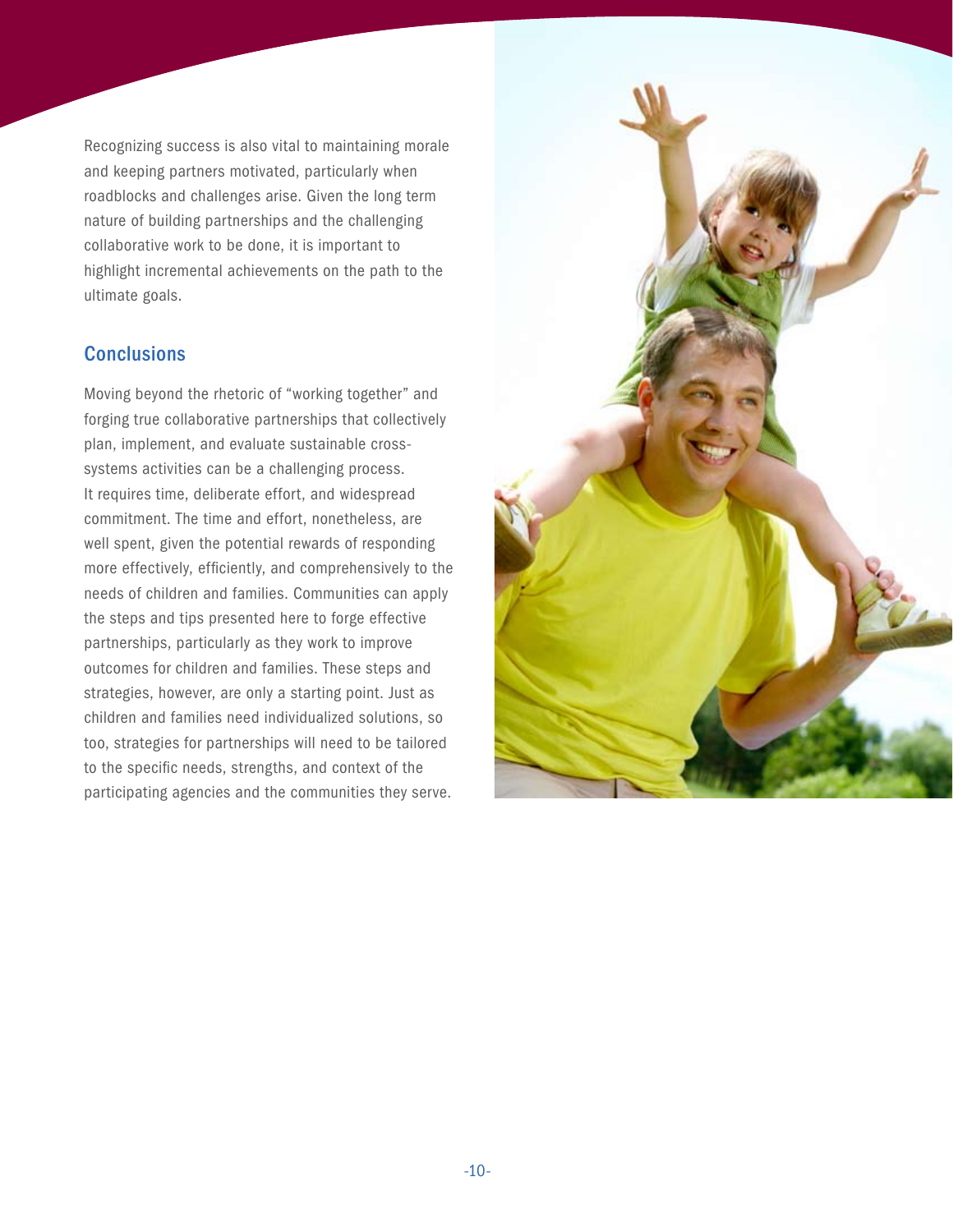Recognizing success is also vital to maintaining morale and keeping partners motivated, particularly when roadblocks and challenges arise. Given the long term nature of building partnerships and the challenging collaborative work to be done, it is important to highlight incremental achievements on the path to the ultimate goals.

## Conclusions

Moving beyond the rhetoric of "working together" and forging true collaborative partnerships that collectively plan, implement, and evaluate sustainable cross-systems activities can be a challenging process. It requires time, deliberate effort, and widespread commitment. The time and effort, nonetheless, are well spent, given the potential rewards of responding more effectively, efficiently, and comprehensively to the needs of children and families. Communities can apply the steps and tips presented here to forge effective partnerships, particularly as they work to improve outcomes for children and families. These steps and strategies, however, are only a starting point. Just as children and families need individualized solutions, so too, strategies for partnerships will need to be tailored to the specific needs, strengths, and context of the participating agencies and the communities they serve.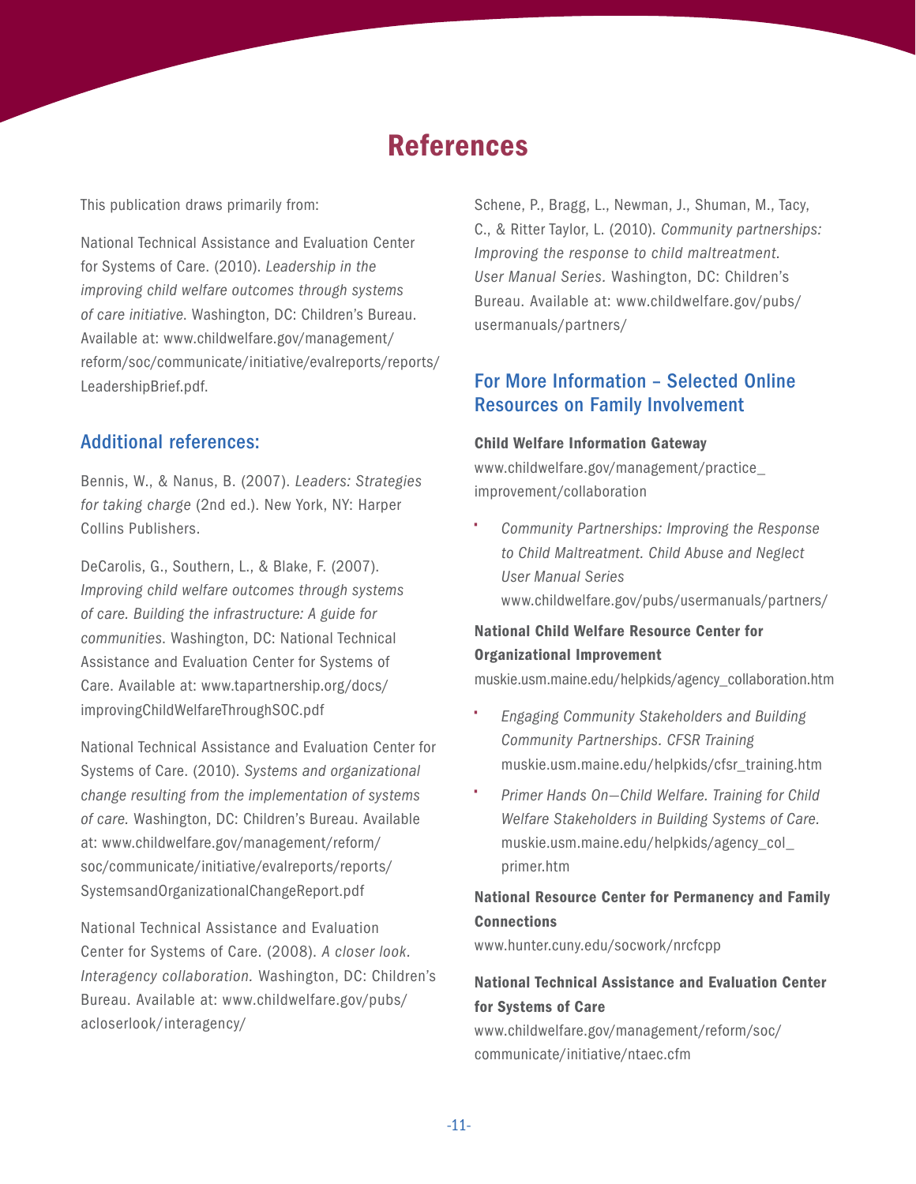# References

This publication draws primarily from:

National Technical Assistance and Evaluation Center for Systems of Care. (2010). *Leadership in the improving child welfare outcomes through systems of care initiative*. Washington, DC: Children's Bureau. Available at: www.childwelfare.gov/management/reform/soc/communicate/initiative/evalreports/reports/LeadershipBrief.pdf.

## Additional references:

Bennis, W., & Nanus, B. (2007). *Leaders: Strategies for taking charge* (2nd ed.). New York, NY: Harper Collins Publishers.

DeCarolis, G., Southern, L., & Blake, F. (2007). *Improving child welfare outcomes through systems of care. Building the infrastructure: A guide for communities*. Washington, DC: National Technical Assistance and Evaluation Center for Systems of Care. Available at: www.tapartnership.org/docs/improvingChildWelfareThroughSOC.pdf

National Technical Assistance and Evaluation Center for Systems of Care. (2010). *Systems and organizational change resulting from the implementation of systems of care.* Washington, DC: Children's Bureau. Available at: www.childwelfare.gov/management/reform/soc/communicate/initiative/evalreports/reports/SystemsandOrganizationalChangeReport.pdf

National Technical Assistance and Evaluation Center for Systems of Care. (2008). *A closer look. Interagency collaboration.* Washington, DC: Children's Bureau. Available at: www.childwelfare.gov/pubs/acloserlook/interagency/

Schene, P., Bragg, L., Newman, J., Shuman, M., Tacy, C., & Ritter Taylor, L. (2010). *Community partnerships: Improving the response to child maltreatment. User Manual Series.* Washington, DC: Children's Bureau. Available at: www.childwelfare.gov/pubs/usermanuals/partners/

## For More Information – Selected Online Resources on Family Involvement

**Child Welfare Information Gateway**
www.childwelfare.gov/management/practice_improvement/collaboration

- *Community Partnerships: Improving the Response to Child Maltreatment. Child Abuse and Neglect User Manual Series*
  www.childwelfare.gov/pubs/usermanuals/partners/

**National Child Welfare Resource Center for Organizational Improvement**
muskie.usm.maine.edu/helpkids/agency_collaboration.htm

- *Engaging Community Stakeholders and Building Community Partnerships. CFSR Training*
  muskie.usm.maine.edu/helpkids/cfsr_training.htm
- *Primer Hands On—Child Welfare. Training for Child Welfare Stakeholders in Building Systems of Care.*
  muskie.usm.maine.edu/helpkids/agency_col_primer.htm

**National Resource Center for Permanency and Family Connections**
www.hunter.cuny.edu/socwork/nrcfcpp

**National Technical Assistance and Evaluation Center for Systems of Care**
www.childwelfare.gov/management/reform/soc/communicate/initiative/ntaec.cfm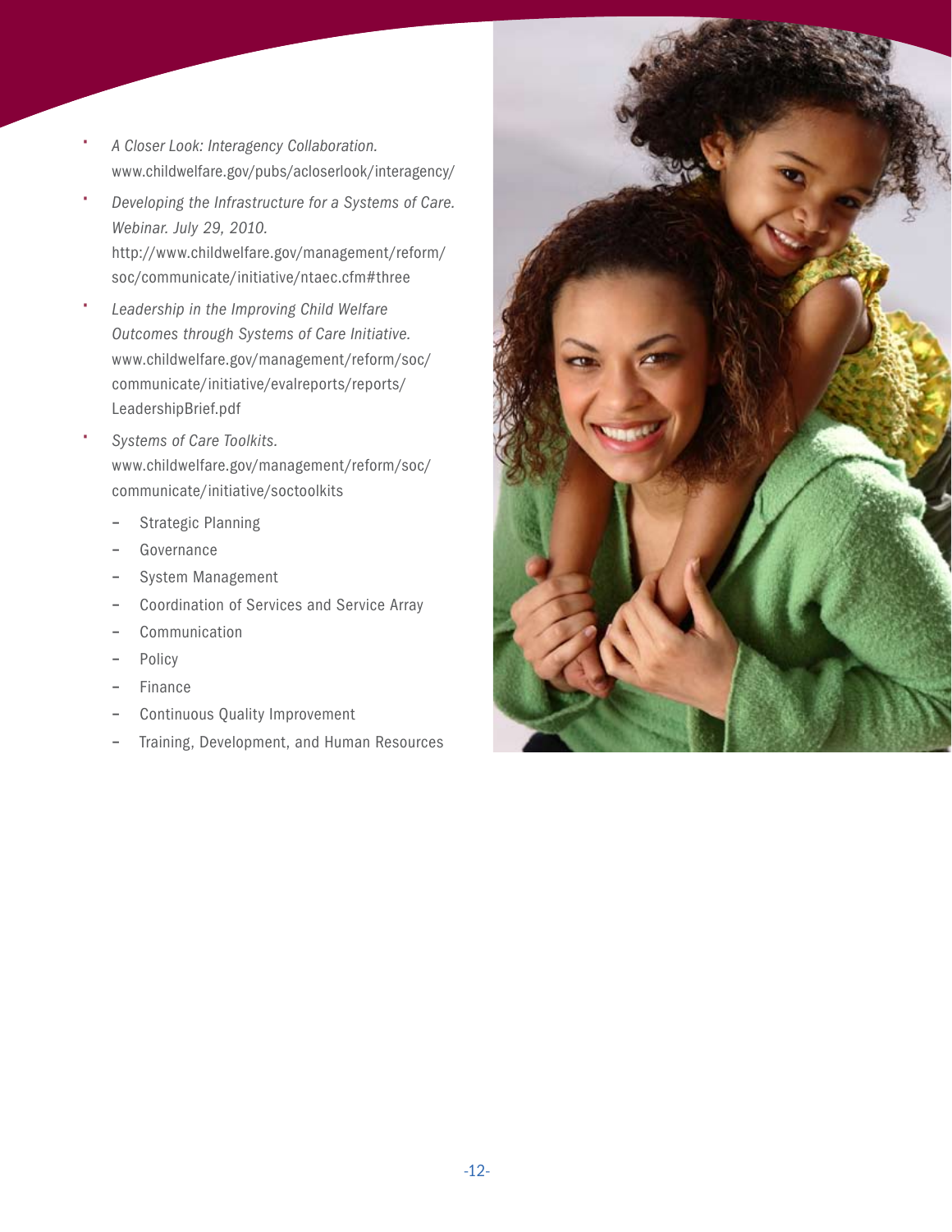- *A Closer Look: Interagency Collaboration.* www.childwelfare.gov/pubs/acloserlook/interagency/
- *Developing the Infrastructure for a Systems of Care. Webinar. July 29, 2010.* http://www.childwelfare.gov/management/reform/soc/communicate/initiative/ntaec.cfm#three
- *Leadership in the Improving Child Welfare Outcomes through Systems of Care Initiative.* www.childwelfare.gov/management/reform/soc/communicate/initiative/evalreports/reports/LeadershipBrief.pdf
- *Systems of Care Toolkits.* www.childwelfare.gov/management/reform/soc/communicate/initiative/soctoolkits
  - Strategic Planning
  - Governance
  - System Management
  - Coordination of Services and Service Array
  - Communication
  - Policy
  - Finance
  - Continuous Quality Improvement
  - Training, Development, and Human Resources